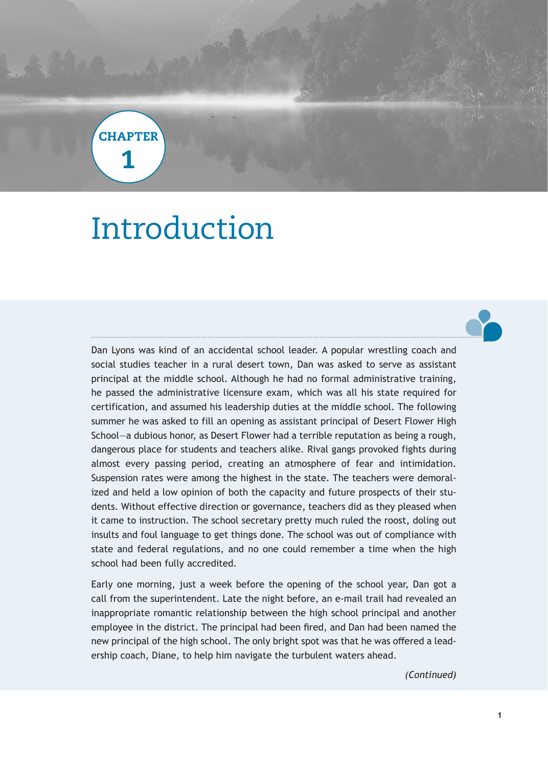# Chapter 1

# Introduction

Dan Lyons was kind of an accidental school leader. A popular wrestling coach and social studies teacher in a rural desert town, Dan was asked to serve as assistant principal at the middle school. Although he had no formal administrative training, he passed the administrative licensure exam, which was all his state required for certification, and assumed his leadership duties at the middle school. The following summer he was asked to fill an opening as assistant principal of Desert Flower High School—a dubious honor, as Desert Flower had a terrible reputation as being a rough, dangerous place for students and teachers alike. Rival gangs provoked fights during almost every passing period, creating an atmosphere of fear and intimidation. Suspension rates were among the highest in the state. The teachers were demoralized and held a low opinion of both the capacity and future prospects of their students. Without effective direction or governance, teachers did as they pleased when it came to instruction. The school secretary pretty much ruled the roost, doling out insults and foul language to get things done. The school was out of compliance with state and federal regulations, and no one could remember a time when the high school had been fully accredited.

Early one morning, just a week before the opening of the school year, Dan got a call from the superintendent. Late the night before, an e-mail trail had revealed an inappropriate romantic relationship between the high school principal and another employee in the district. The principal had been fired, and Dan had been named the new principal of the high school. The only bright spot was that he was offered a leadership coach, Diane, to help him navigate the turbulent waters ahead.

*(Continued)*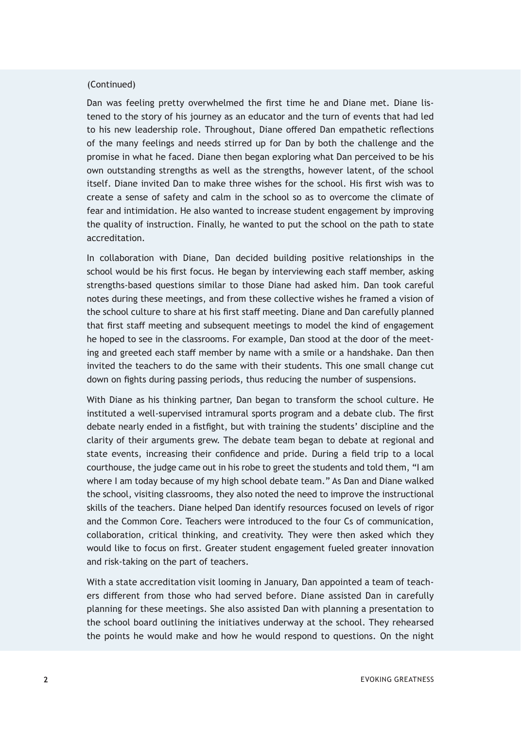(Continued)

Dan was feeling pretty overwhelmed the first time he and Diane met. Diane listened to the story of his journey as an educator and the turn of events that had led to his new leadership role. Throughout, Diane offered Dan empathetic reflections of the many feelings and needs stirred up for Dan by both the challenge and the promise in what he faced. Diane then began exploring what Dan perceived to be his own outstanding strengths as well as the strengths, however latent, of the school itself. Diane invited Dan to make three wishes for the school. His first wish was to create a sense of safety and calm in the school so as to overcome the climate of fear and intimidation. He also wanted to increase student engagement by improving the quality of instruction. Finally, he wanted to put the school on the path to state accreditation.

In collaboration with Diane, Dan decided building positive relationships in the school would be his first focus. He began by interviewing each staff member, asking strengths-based questions similar to those Diane had asked him. Dan took careful notes during these meetings, and from these collective wishes he framed a vision of the school culture to share at his first staff meeting. Diane and Dan carefully planned that first staff meeting and subsequent meetings to model the kind of engagement he hoped to see in the classrooms. For example, Dan stood at the door of the meeting and greeted each staff member by name with a smile or a handshake. Dan then invited the teachers to do the same with their students. This one small change cut down on fights during passing periods, thus reducing the number of suspensions.

With Diane as his thinking partner, Dan began to transform the school culture. He instituted a well-supervised intramural sports program and a debate club. The first debate nearly ended in a fistfight, but with training the students' discipline and the clarity of their arguments grew. The debate team began to debate at regional and state events, increasing their confidence and pride. During a field trip to a local courthouse, the judge came out in his robe to greet the students and told them, "I am where I am today because of my high school debate team." As Dan and Diane walked the school, visiting classrooms, they also noted the need to improve the instructional skills of the teachers. Diane helped Dan identify resources focused on levels of rigor and the Common Core. Teachers were introduced to the four Cs of communication, collaboration, critical thinking, and creativity. They were then asked which they would like to focus on first. Greater student engagement fueled greater innovation and risk-taking on the part of teachers.

With a state accreditation visit looming in January, Dan appointed a team of teachers different from those who had served before. Diane assisted Dan in carefully planning for these meetings. She also assisted Dan with planning a presentation to the school board outlining the initiatives underway at the school. They rehearsed the points he would make and how he would respond to questions. On the night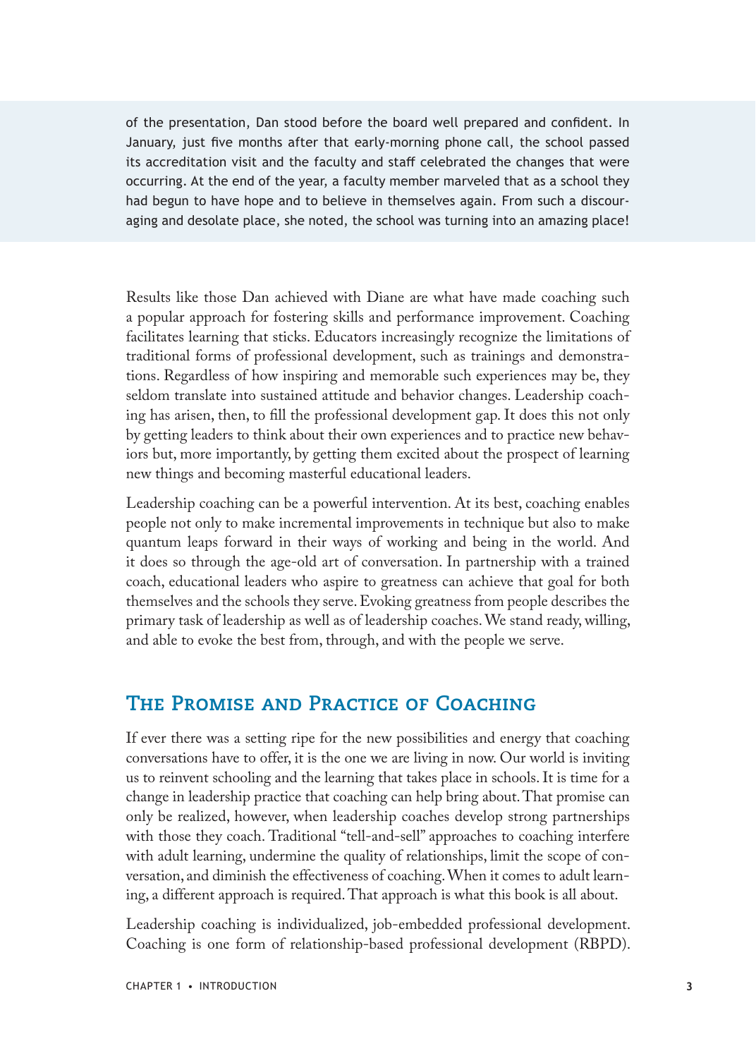of the presentation, Dan stood before the board well prepared and confident. In January, just five months after that early-morning phone call, the school passed its accreditation visit and the faculty and staff celebrated the changes that were occurring. At the end of the year, a faculty member marveled that as a school they had begun to have hope and to believe in themselves again. From such a discouraging and desolate place, she noted, the school was turning into an amazing place!

Results like those Dan achieved with Diane are what have made coaching such a popular approach for fostering skills and performance improvement. Coaching facilitates learning that sticks. Educators increasingly recognize the limitations of traditional forms of professional development, such as trainings and demonstrations. Regardless of how inspiring and memorable such experiences may be, they seldom translate into sustained attitude and behavior changes. Leadership coaching has arisen, then, to fill the professional development gap. It does this not only by getting leaders to think about their own experiences and to practice new behaviors but, more importantly, by getting them excited about the prospect of learning new things and becoming masterful educational leaders.

Leadership coaching can be a powerful intervention. At its best, coaching enables people not only to make incremental improvements in technique but also to make quantum leaps forward in their ways of working and being in the world. And it does so through the age-old art of conversation. In partnership with a trained coach, educational leaders who aspire to greatness can achieve that goal for both themselves and the schools they serve. Evoking greatness from people describes the primary task of leadership as well as of leadership coaches. We stand ready, willing, and able to evoke the best from, through, and with the people we serve.

## The Promise and Practice of Coaching

If ever there was a setting ripe for the new possibilities and energy that coaching conversations have to offer, it is the one we are living in now. Our world is inviting us to reinvent schooling and the learning that takes place in schools. It is time for a change in leadership practice that coaching can help bring about. That promise can only be realized, however, when leadership coaches develop strong partnerships with those they coach. Traditional "tell-and-sell" approaches to coaching interfere with adult learning, undermine the quality of relationships, limit the scope of conversation, and diminish the effectiveness of coaching. When it comes to adult learning, a different approach is required. That approach is what this book is all about.

Leadership coaching is individualized, job-embedded professional development. Coaching is one form of relationship-based professional development (RBPD).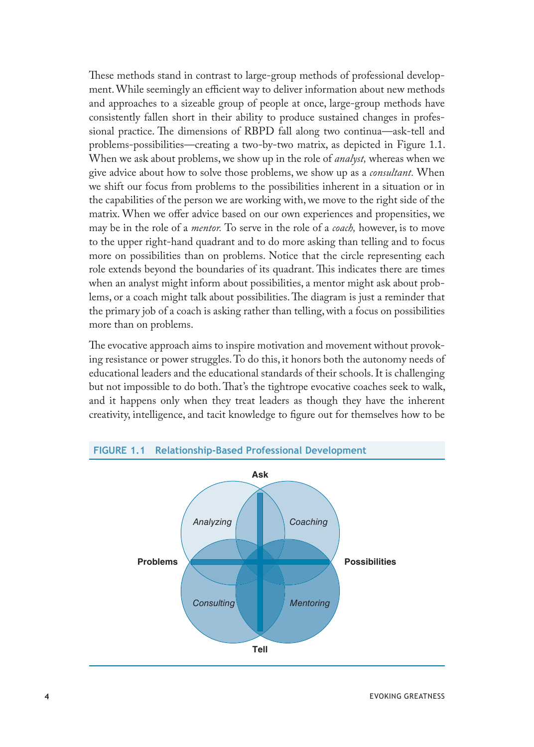These methods stand in contrast to large-group methods of professional development. While seemingly an efficient way to deliver information about new methods and approaches to a sizeable group of people at once, large-group methods have consistently fallen short in their ability to produce sustained changes in professional practice. The dimensions of RBPD fall along two continua—ask-tell and problems-possibilities—creating a two-by-two matrix, as depicted in Figure 1.1. When we ask about problems, we show up in the role of *analyst,* whereas when we give advice about how to solve those problems, we show up as a *consultant.* When we shift our focus from problems to the possibilities inherent in a situation or in the capabilities of the person we are working with, we move to the right side of the matrix. When we offer advice based on our own experiences and propensities, we may be in the role of a *mentor.* To serve in the role of a *coach,* however, is to move to the upper right-hand quadrant and to do more asking than telling and to focus more on possibilities than on problems. Notice that the circle representing each role extends beyond the boundaries of its quadrant. This indicates there are times when an analyst might inform about possibilities, a mentor might ask about problems, or a coach might talk about possibilities. The diagram is just a reminder that the primary job of a coach is asking rather than telling, with a focus on possibilities more than on problems.

The evocative approach aims to inspire motivation and movement without provoking resistance or power struggles. To do this, it honors both the autonomy needs of educational leaders and the educational standards of their schools. It is challenging but not impossible to do both. That's the tightrope evocative coaches seek to walk, and it happens only when they treat leaders as though they have the inherent creativity, intelligence, and tacit knowledge to figure out for themselves how to be

**FIGURE 1.1 Relationship-Based Professional Development**

Ask

Analyzing

Coaching

Problems

Possibilities

Consulting

Mentoring

Tell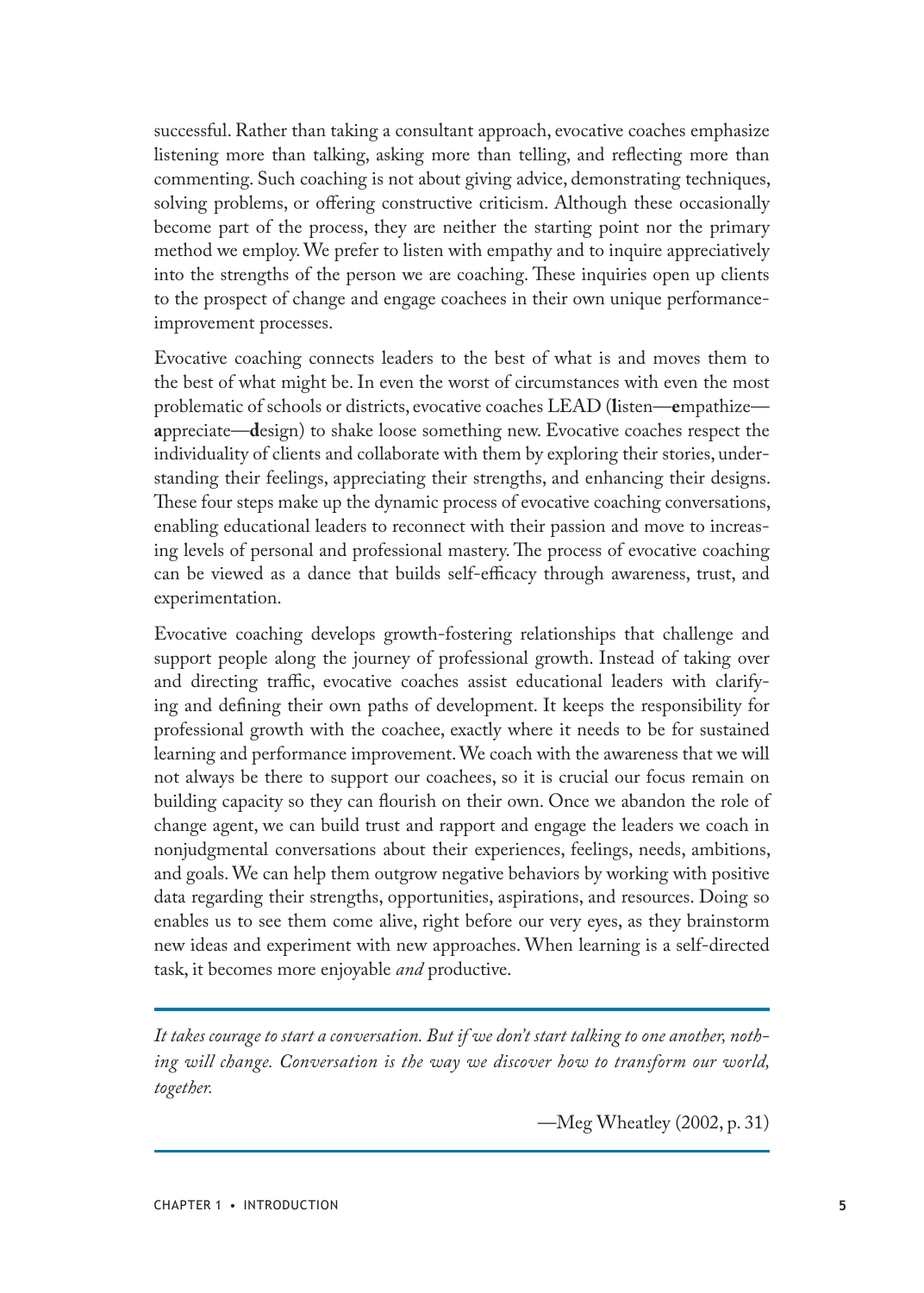successful. Rather than taking a consultant approach, evocative coaches emphasize listening more than talking, asking more than telling, and reflecting more than commenting. Such coaching is not about giving advice, demonstrating techniques, solving problems, or offering constructive criticism. Although these occasionally become part of the process, they are neither the starting point nor the primary method we employ. We prefer to listen with empathy and to inquire appreciatively into the strengths of the person we are coaching. These inquiries open up clients to the prospect of change and engage coachees in their own unique performance-improvement processes.

Evocative coaching connects leaders to the best of what is and moves them to the best of what might be. In even the worst of circumstances with even the most problematic of schools or districts, evocative coaches LEAD (**l**isten—**e**mpathize—**a**ppreciate—**d**esign) to shake loose something new. Evocative coaches respect the individuality of clients and collaborate with them by exploring their stories, understanding their feelings, appreciating their strengths, and enhancing their designs. These four steps make up the dynamic process of evocative coaching conversations, enabling educational leaders to reconnect with their passion and move to increasing levels of personal and professional mastery. The process of evocative coaching can be viewed as a dance that builds self-efficacy through awareness, trust, and experimentation.

Evocative coaching develops growth-fostering relationships that challenge and support people along the journey of professional growth. Instead of taking over and directing traffic, evocative coaches assist educational leaders with clarifying and defining their own paths of development. It keeps the responsibility for professional growth with the coachee, exactly where it needs to be for sustained learning and performance improvement. We coach with the awareness that we will not always be there to support our coachees, so it is crucial our focus remain on building capacity so they can flourish on their own. Once we abandon the role of change agent, we can build trust and rapport and engage the leaders we coach in nonjudgmental conversations about their experiences, feelings, needs, ambitions, and goals. We can help them outgrow negative behaviors by working with positive data regarding their strengths, opportunities, aspirations, and resources. Doing so enables us to see them come alive, right before our very eyes, as they brainstorm new ideas and experiment with new approaches. When learning is a self-directed task, it becomes more enjoyable *and* productive.

> *It takes courage to start a conversation. But if we don't start talking to one another, nothing will change. Conversation is the way we discover how to transform our world, together.*
>
> —Meg Wheatley (2002, p. 31)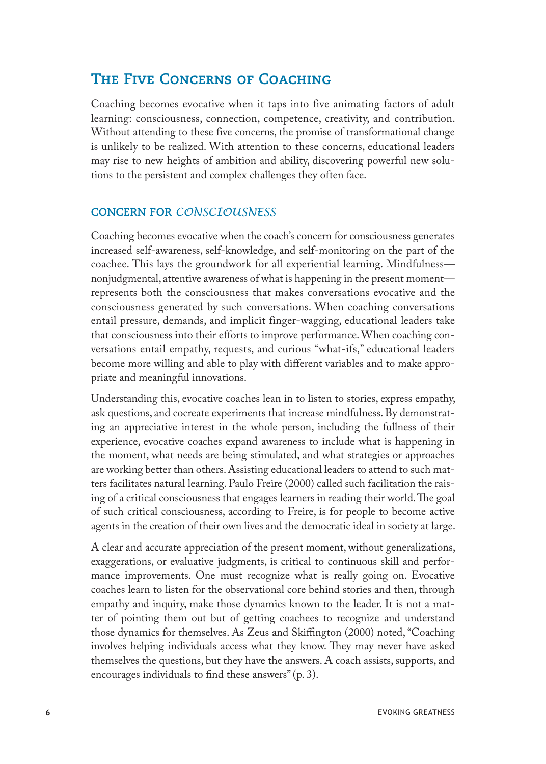## The Five Concerns of Coaching

Coaching becomes evocative when it taps into five animating factors of adult learning: consciousness, connection, competence, creativity, and contribution. Without attending to these five concerns, the promise of transformational change is unlikely to be realized. With attention to these concerns, educational leaders may rise to new heights of ambition and ability, discovering powerful new solutions to the persistent and complex challenges they often face.

### CONCERN FOR *CONSCIOUSNESS*

Coaching becomes evocative when the coach's concern for consciousness generates increased self-awareness, self-knowledge, and self-monitoring on the part of the coachee. This lays the groundwork for all experiential learning. Mindfulness—nonjudgmental, attentive awareness of what is happening in the present moment—represents both the consciousness that makes conversations evocative and the consciousness generated by such conversations. When coaching conversations entail pressure, demands, and implicit finger-wagging, educational leaders take that consciousness into their efforts to improve performance. When coaching conversations entail empathy, requests, and curious "what-ifs," educational leaders become more willing and able to play with different variables and to make appropriate and meaningful innovations.

Understanding this, evocative coaches lean in to listen to stories, express empathy, ask questions, and cocreate experiments that increase mindfulness. By demonstrating an appreciative interest in the whole person, including the fullness of their experience, evocative coaches expand awareness to include what is happening in the moment, what needs are being stimulated, and what strategies or approaches are working better than others. Assisting educational leaders to attend to such matters facilitates natural learning. Paulo Freire (2000) called such facilitation the raising of a critical consciousness that engages learners in reading their world. The goal of such critical consciousness, according to Freire, is for people to become active agents in the creation of their own lives and the democratic ideal in society at large.

A clear and accurate appreciation of the present moment, without generalizations, exaggerations, or evaluative judgments, is critical to continuous skill and performance improvements. One must recognize what is really going on. Evocative coaches learn to listen for the observational core behind stories and then, through empathy and inquiry, make those dynamics known to the leader. It is not a matter of pointing them out but of getting coachees to recognize and understand those dynamics for themselves. As Zeus and Skiffington (2000) noted, "Coaching involves helping individuals access what they know. They may never have asked themselves the questions, but they have the answers. A coach assists, supports, and encourages individuals to find these answers" (p. 3).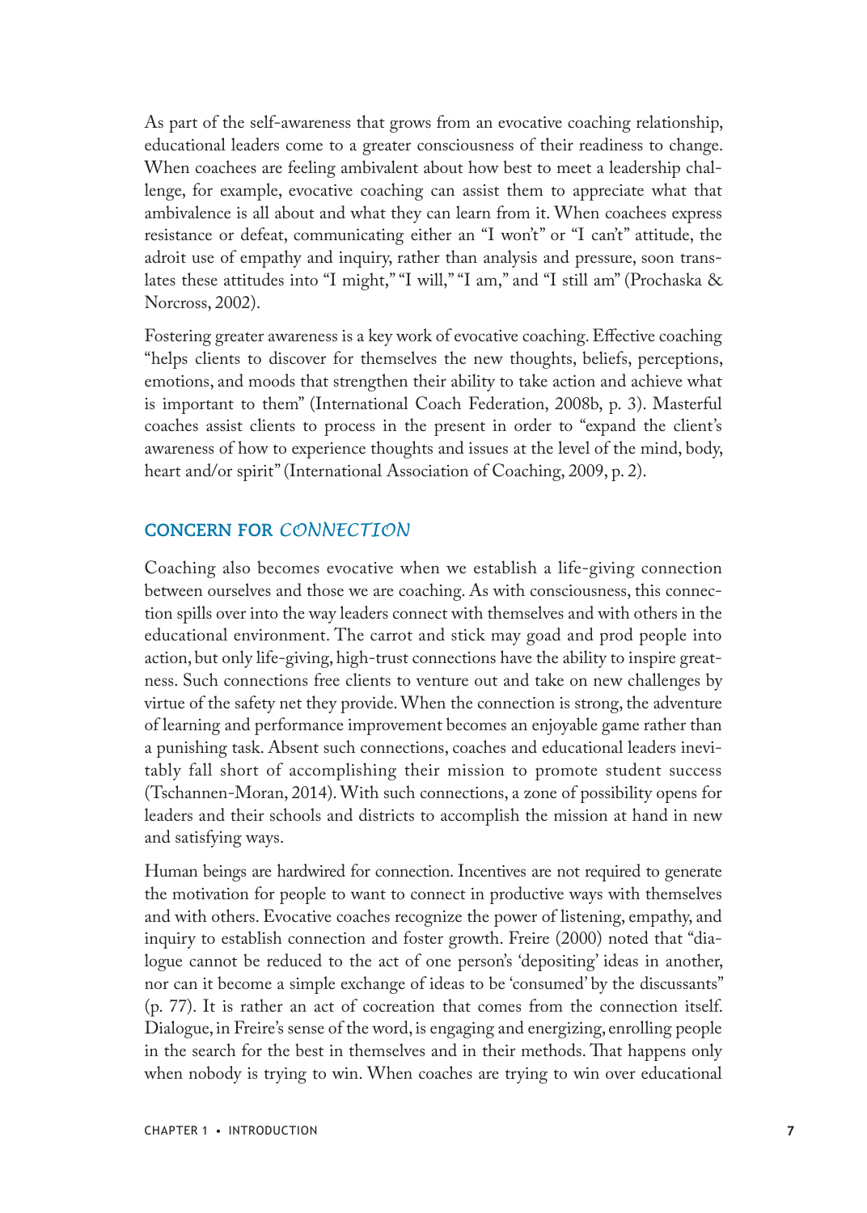As part of the self-awareness that grows from an evocative coaching relationship, educational leaders come to a greater consciousness of their readiness to change. When coachees are feeling ambivalent about how best to meet a leadership challenge, for example, evocative coaching can assist them to appreciate what that ambivalence is all about and what they can learn from it. When coachees express resistance or defeat, communicating either an "I won't" or "I can't" attitude, the adroit use of empathy and inquiry, rather than analysis and pressure, soon translates these attitudes into "I might," "I will," "I am," and "I still am" (Prochaska & Norcross, 2002).

Fostering greater awareness is a key work of evocative coaching. Effective coaching "helps clients to discover for themselves the new thoughts, beliefs, perceptions, emotions, and moods that strengthen their ability to take action and achieve what is important to them" (International Coach Federation, 2008b, p. 3). Masterful coaches assist clients to process in the present in order to "expand the client's awareness of how to experience thoughts and issues at the level of the mind, body, heart and/or spirit" (International Association of Coaching, 2009, p. 2).

## CONCERN FOR *CONNECTION*

Coaching also becomes evocative when we establish a life-giving connection between ourselves and those we are coaching. As with consciousness, this connection spills over into the way leaders connect with themselves and with others in the educational environment. The carrot and stick may goad and prod people into action, but only life-giving, high-trust connections have the ability to inspire greatness. Such connections free clients to venture out and take on new challenges by virtue of the safety net they provide. When the connection is strong, the adventure of learning and performance improvement becomes an enjoyable game rather than a punishing task. Absent such connections, coaches and educational leaders inevitably fall short of accomplishing their mission to promote student success (Tschannen-Moran, 2014). With such connections, a zone of possibility opens for leaders and their schools and districts to accomplish the mission at hand in new and satisfying ways.

Human beings are hardwired for connection. Incentives are not required to generate the motivation for people to want to connect in productive ways with themselves and with others. Evocative coaches recognize the power of listening, empathy, and inquiry to establish connection and foster growth. Freire (2000) noted that "dialogue cannot be reduced to the act of one person's 'depositing' ideas in another, nor can it become a simple exchange of ideas to be 'consumed' by the discussants" (p. 77). It is rather an act of cocreation that comes from the connection itself. Dialogue, in Freire's sense of the word, is engaging and energizing, enrolling people in the search for the best in themselves and in their methods. That happens only when nobody is trying to win. When coaches are trying to win over educational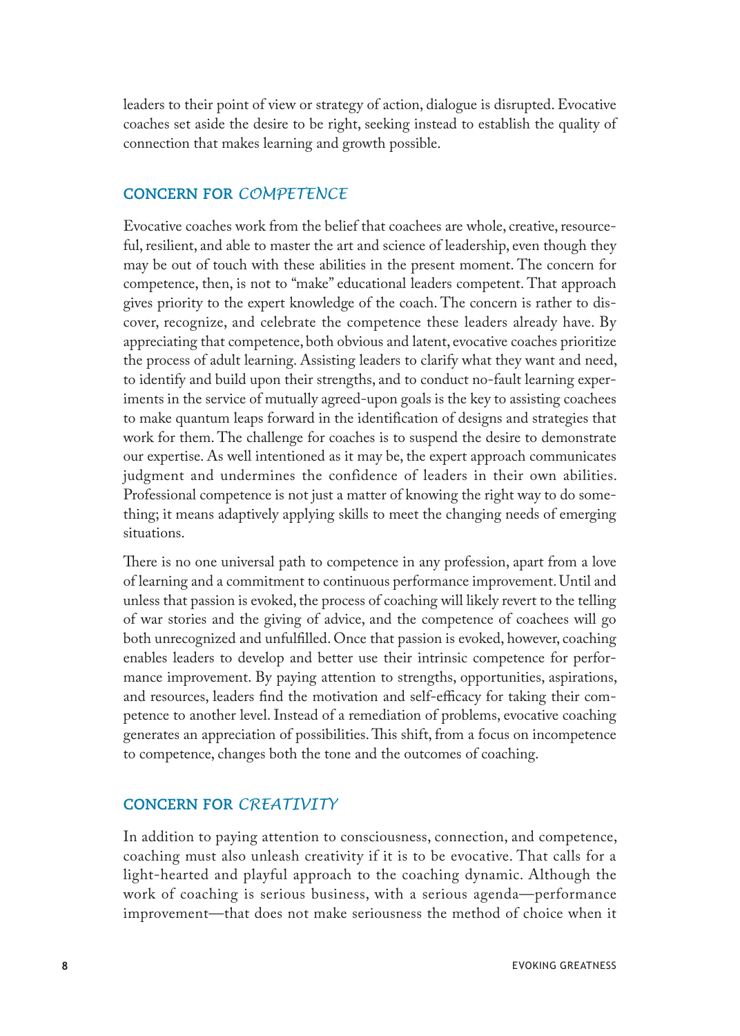leaders to their point of view or strategy of action, dialogue is disrupted. Evocative coaches set aside the desire to be right, seeking instead to establish the quality of connection that makes learning and growth possible.

## CONCERN FOR *COMPETENCE*

Evocative coaches work from the belief that coachees are whole, creative, resourceful, resilient, and able to master the art and science of leadership, even though they may be out of touch with these abilities in the present moment. The concern for competence, then, is not to "make" educational leaders competent. That approach gives priority to the expert knowledge of the coach. The concern is rather to discover, recognize, and celebrate the competence these leaders already have. By appreciating that competence, both obvious and latent, evocative coaches prioritize the process of adult learning. Assisting leaders to clarify what they want and need, to identify and build upon their strengths, and to conduct no-fault learning experiments in the service of mutually agreed-upon goals is the key to assisting coachees to make quantum leaps forward in the identification of designs and strategies that work for them. The challenge for coaches is to suspend the desire to demonstrate our expertise. As well intentioned as it may be, the expert approach communicates judgment and undermines the confidence of leaders in their own abilities. Professional competence is not just a matter of knowing the right way to do something; it means adaptively applying skills to meet the changing needs of emerging situations.

There is no one universal path to competence in any profession, apart from a love of learning and a commitment to continuous performance improvement. Until and unless that passion is evoked, the process of coaching will likely revert to the telling of war stories and the giving of advice, and the competence of coachees will go both unrecognized and unfulfilled. Once that passion is evoked, however, coaching enables leaders to develop and better use their intrinsic competence for performance improvement. By paying attention to strengths, opportunities, aspirations, and resources, leaders find the motivation and self-efficacy for taking their competence to another level. Instead of a remediation of problems, evocative coaching generates an appreciation of possibilities. This shift, from a focus on incompetence to competence, changes both the tone and the outcomes of coaching.

## CONCERN FOR *CREATIVITY*

In addition to paying attention to consciousness, connection, and competence, coaching must also unleash creativity if it is to be evocative. That calls for a light-hearted and playful approach to the coaching dynamic. Although the work of coaching is serious business, with a serious agenda—performance improvement—that does not make seriousness the method of choice when it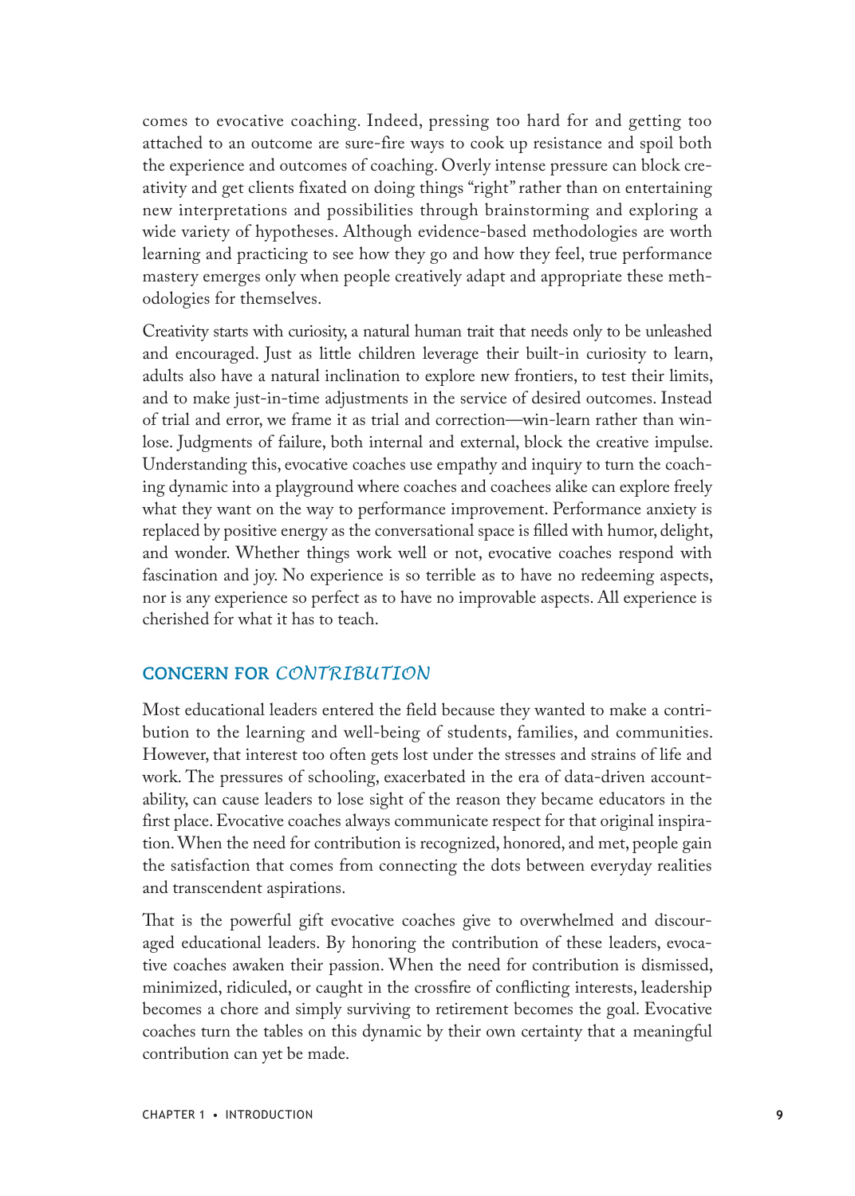comes to evocative coaching. Indeed, pressing too hard for and getting too attached to an outcome are sure-fire ways to cook up resistance and spoil both the experience and outcomes of coaching. Overly intense pressure can block creativity and get clients fixated on doing things "right" rather than on entertaining new interpretations and possibilities through brainstorming and exploring a wide variety of hypotheses. Although evidence-based methodologies are worth learning and practicing to see how they go and how they feel, true performance mastery emerges only when people creatively adapt and appropriate these methodologies for themselves.

Creativity starts with curiosity, a natural human trait that needs only to be unleashed and encouraged. Just as little children leverage their built-in curiosity to learn, adults also have a natural inclination to explore new frontiers, to test their limits, and to make just-in-time adjustments in the service of desired outcomes. Instead of trial and error, we frame it as trial and correction—win-learn rather than win-lose. Judgments of failure, both internal and external, block the creative impulse. Understanding this, evocative coaches use empathy and inquiry to turn the coaching dynamic into a playground where coaches and coachees alike can explore freely what they want on the way to performance improvement. Performance anxiety is replaced by positive energy as the conversational space is filled with humor, delight, and wonder. Whether things work well or not, evocative coaches respond with fascination and joy. No experience is so terrible as to have no redeeming aspects, nor is any experience so perfect as to have no improvable aspects. All experience is cherished for what it has to teach.

## CONCERN FOR *CONTRIBUTION*

Most educational leaders entered the field because they wanted to make a contribution to the learning and well-being of students, families, and communities. However, that interest too often gets lost under the stresses and strains of life and work. The pressures of schooling, exacerbated in the era of data-driven accountability, can cause leaders to lose sight of the reason they became educators in the first place. Evocative coaches always communicate respect for that original inspiration. When the need for contribution is recognized, honored, and met, people gain the satisfaction that comes from connecting the dots between everyday realities and transcendent aspirations.

That is the powerful gift evocative coaches give to overwhelmed and discouraged educational leaders. By honoring the contribution of these leaders, evocative coaches awaken their passion. When the need for contribution is dismissed, minimized, ridiculed, or caught in the crossfire of conflicting interests, leadership becomes a chore and simply surviving to retirement becomes the goal. Evocative coaches turn the tables on this dynamic by their own certainty that a meaningful contribution can yet be made.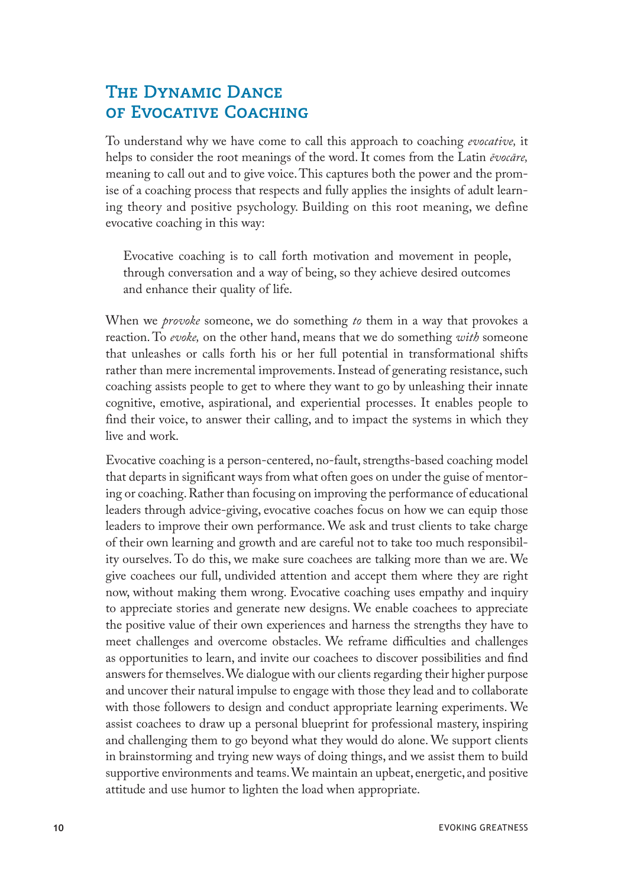## The Dynamic Dance of Evocative Coaching

To understand why we have come to call this approach to coaching *evocative,* it helps to consider the root meanings of the word. It comes from the Latin *ēvocāre,* meaning to call out and to give voice. This captures both the power and the promise of a coaching process that respects and fully applies the insights of adult learning theory and positive psychology. Building on this root meaning, we define evocative coaching in this way:

> Evocative coaching is to call forth motivation and movement in people, through conversation and a way of being, so they achieve desired outcomes and enhance their quality of life.

When we *provoke* someone, we do something *to* them in a way that provokes a reaction. To *evoke,* on the other hand, means that we do something *with* someone that unleashes or calls forth his or her full potential in transformational shifts rather than mere incremental improvements. Instead of generating resistance, such coaching assists people to get to where they want to go by unleashing their innate cognitive, emotive, aspirational, and experiential processes. It enables people to find their voice, to answer their calling, and to impact the systems in which they live and work.

Evocative coaching is a person-centered, no-fault, strengths-based coaching model that departs in significant ways from what often goes on under the guise of mentoring or coaching. Rather than focusing on improving the performance of educational leaders through advice-giving, evocative coaches focus on how we can equip those leaders to improve their own performance. We ask and trust clients to take charge of their own learning and growth and are careful not to take too much responsibility ourselves. To do this, we make sure coachees are talking more than we are. We give coachees our full, undivided attention and accept them where they are right now, without making them wrong. Evocative coaching uses empathy and inquiry to appreciate stories and generate new designs. We enable coachees to appreciate the positive value of their own experiences and harness the strengths they have to meet challenges and overcome obstacles. We reframe difficulties and challenges as opportunities to learn, and invite our coachees to discover possibilities and find answers for themselves. We dialogue with our clients regarding their higher purpose and uncover their natural impulse to engage with those they lead and to collaborate with those followers to design and conduct appropriate learning experiments. We assist coachees to draw up a personal blueprint for professional mastery, inspiring and challenging them to go beyond what they would do alone. We support clients in brainstorming and trying new ways of doing things, and we assist them to build supportive environments and teams. We maintain an upbeat, energetic, and positive attitude and use humor to lighten the load when appropriate.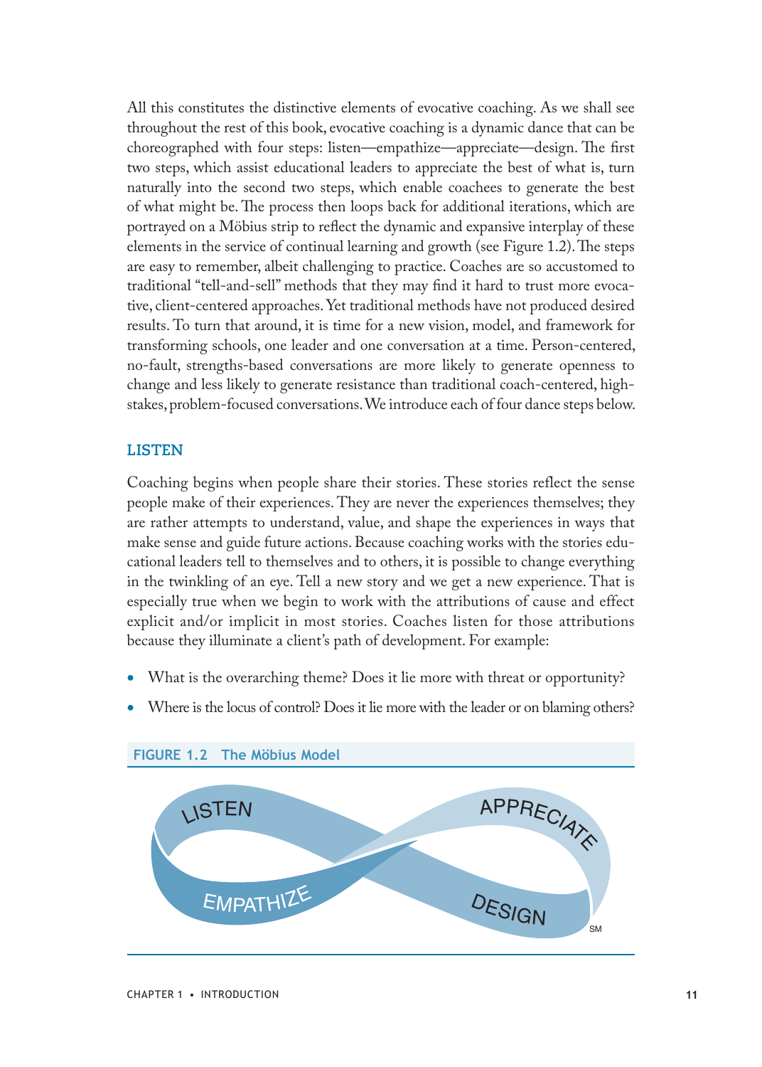All this constitutes the distinctive elements of evocative coaching. As we shall see throughout the rest of this book, evocative coaching is a dynamic dance that can be choreographed with four steps: listen—empathize—appreciate—design. The first two steps, which assist educational leaders to appreciate the best of what is, turn naturally into the second two steps, which enable coachees to generate the best of what might be. The process then loops back for additional iterations, which are portrayed on a Möbius strip to reflect the dynamic and expansive interplay of these elements in the service of continual learning and growth (see Figure 1.2). The steps are easy to remember, albeit challenging to practice. Coaches are so accustomed to traditional "tell-and-sell" methods that they may find it hard to trust more evocative, client-centered approaches. Yet traditional methods have not produced desired results. To turn that around, it is time for a new vision, model, and framework for transforming schools, one leader and one conversation at a time. Person-centered, no-fault, strengths-based conversations are more likely to generate openness to change and less likely to generate resistance than traditional coach-centered, high-stakes, problem-focused conversations. We introduce each of four dance steps below.

## LISTEN

Coaching begins when people share their stories. These stories reflect the sense people make of their experiences. They are never the experiences themselves; they are rather attempts to understand, value, and shape the experiences in ways that make sense and guide future actions. Because coaching works with the stories educational leaders tell to themselves and to others, it is possible to change everything in the twinkling of an eye. Tell a new story and we get a new experience. That is especially true when we begin to work with the attributions of cause and effect explicit and/or implicit in most stories. Coaches listen for those attributions because they illuminate a client's path of development. For example:

- What is the overarching theme? Does it lie more with threat or opportunity?
- Where is the locus of control? Does it lie more with the leader or on blaming others?

**FIGURE 1.2 The Möbius Model**

LISTEN
APPRECIATE
EMPATHIZE
DESIGN
SM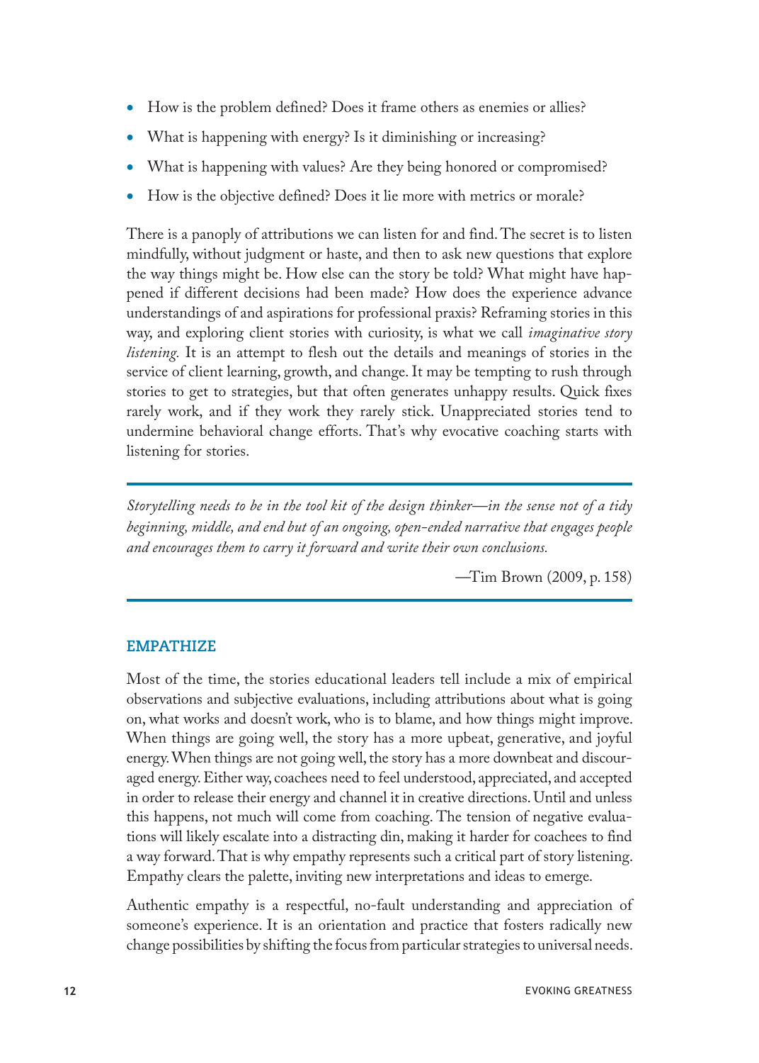- How is the problem defined? Does it frame others as enemies or allies?
- What is happening with energy? Is it diminishing or increasing?
- What is happening with values? Are they being honored or compromised?
- How is the objective defined? Does it lie more with metrics or morale?

There is a panoply of attributions we can listen for and find. The secret is to listen mindfully, without judgment or haste, and then to ask new questions that explore the way things might be. How else can the story be told? What might have happened if different decisions had been made? How does the experience advance understandings of and aspirations for professional praxis? Reframing stories in this way, and exploring client stories with curiosity, is what we call *imaginative story listening*. It is an attempt to flesh out the details and meanings of stories in the service of client learning, growth, and change. It may be tempting to rush through stories to get to strategies, but that often generates unhappy results. Quick fixes rarely work, and if they work they rarely stick. Unappreciated stories tend to undermine behavioral change efforts. That's why evocative coaching starts with listening for stories.

---

*Storytelling needs to be in the tool kit of the design thinker—in the sense not of a tidy beginning, middle, and end but of an ongoing, open-ended narrative that engages people and encourages them to carry it forward and write their own conclusions.*

—Tim Brown (2009, p. 158)

---

## EMPATHIZE

Most of the time, the stories educational leaders tell include a mix of empirical observations and subjective evaluations, including attributions about what is going on, what works and doesn't work, who is to blame, and how things might improve. When things are going well, the story has a more upbeat, generative, and joyful energy. When things are not going well, the story has a more downbeat and discouraged energy. Either way, coachees need to feel understood, appreciated, and accepted in order to release their energy and channel it in creative directions. Until and unless this happens, not much will come from coaching. The tension of negative evaluations will likely escalate into a distracting din, making it harder for coachees to find a way forward. That is why empathy represents such a critical part of story listening. Empathy clears the palette, inviting new interpretations and ideas to emerge.

Authentic empathy is a respectful, no-fault understanding and appreciation of someone's experience. It is an orientation and practice that fosters radically new change possibilities by shifting the focus from particular strategies to universal needs.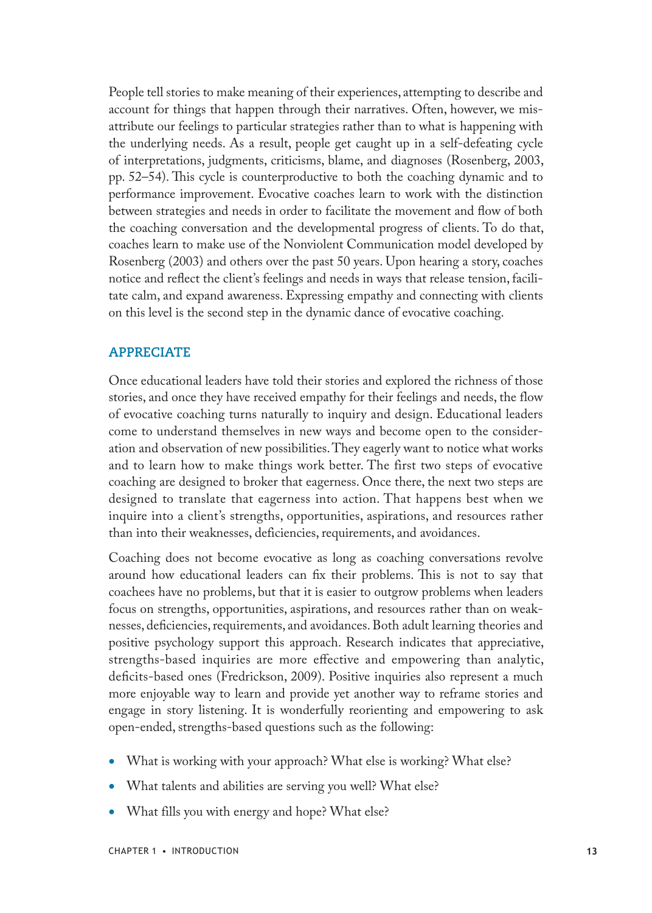People tell stories to make meaning of their experiences, attempting to describe and account for things that happen through their narratives. Often, however, we misattribute our feelings to particular strategies rather than to what is happening with the underlying needs. As a result, people get caught up in a self-defeating cycle of interpretations, judgments, criticisms, blame, and diagnoses (Rosenberg, 2003, pp. 52–54). This cycle is counterproductive to both the coaching dynamic and to performance improvement. Evocative coaches learn to work with the distinction between strategies and needs in order to facilitate the movement and flow of both the coaching conversation and the developmental progress of clients. To do that, coaches learn to make use of the Nonviolent Communication model developed by Rosenberg (2003) and others over the past 50 years. Upon hearing a story, coaches notice and reflect the client's feelings and needs in ways that release tension, facilitate calm, and expand awareness. Expressing empathy and connecting with clients on this level is the second step in the dynamic dance of evocative coaching.

## APPRECIATE

Once educational leaders have told their stories and explored the richness of those stories, and once they have received empathy for their feelings and needs, the flow of evocative coaching turns naturally to inquiry and design. Educational leaders come to understand themselves in new ways and become open to the consideration and observation of new possibilities. They eagerly want to notice what works and to learn how to make things work better. The first two steps of evocative coaching are designed to broker that eagerness. Once there, the next two steps are designed to translate that eagerness into action. That happens best when we inquire into a client's strengths, opportunities, aspirations, and resources rather than into their weaknesses, deficiencies, requirements, and avoidances.

Coaching does not become evocative as long as coaching conversations revolve around how educational leaders can fix their problems. This is not to say that coachees have no problems, but that it is easier to outgrow problems when leaders focus on strengths, opportunities, aspirations, and resources rather than on weaknesses, deficiencies, requirements, and avoidances. Both adult learning theories and positive psychology support this approach. Research indicates that appreciative, strengths-based inquiries are more effective and empowering than analytic, deficits-based ones (Fredrickson, 2009). Positive inquiries also represent a much more enjoyable way to learn and provide yet another way to reframe stories and engage in story listening. It is wonderfully reorienting and empowering to ask open-ended, strengths-based questions such as the following:

- What is working with your approach? What else is working? What else?
- What talents and abilities are serving you well? What else?
- What fills you with energy and hope? What else?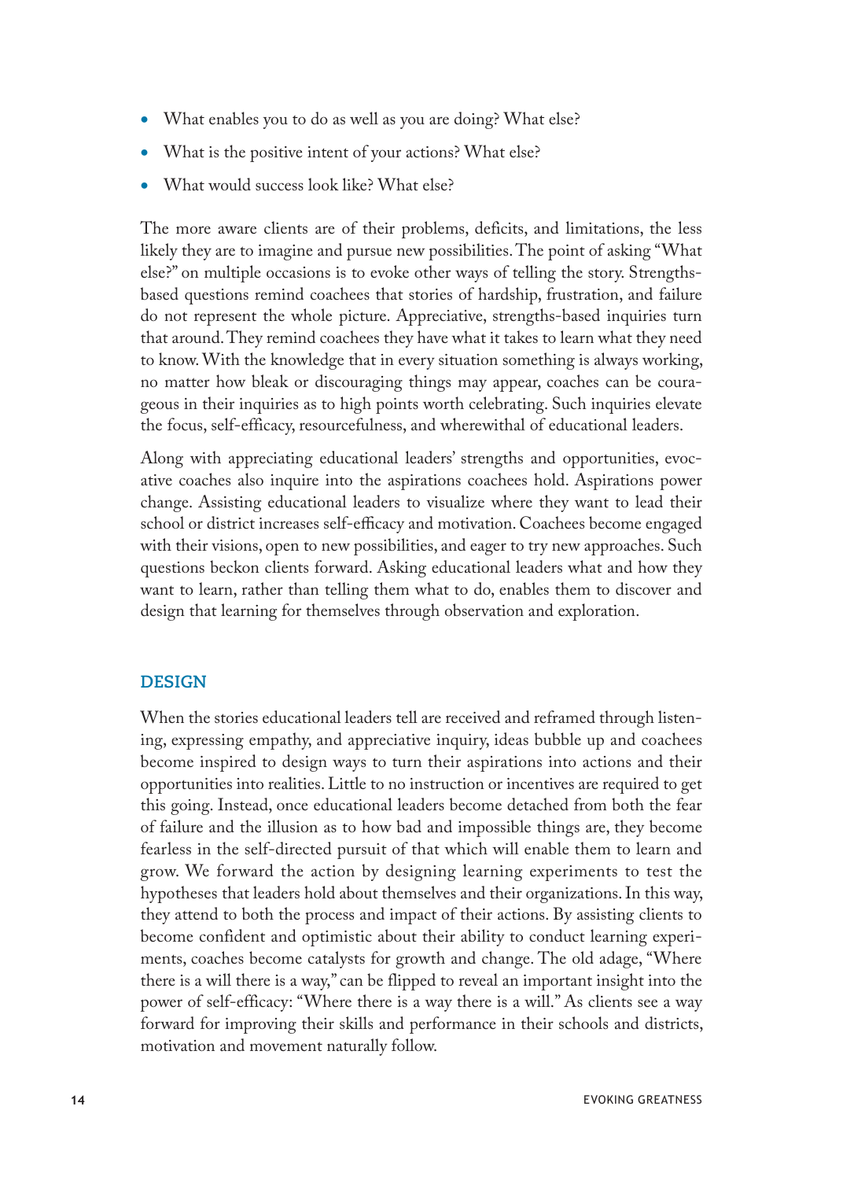- What enables you to do as well as you are doing? What else?
- What is the positive intent of your actions? What else?
- What would success look like? What else?

The more aware clients are of their problems, deficits, and limitations, the less likely they are to imagine and pursue new possibilities. The point of asking "What else?" on multiple occasions is to evoke other ways of telling the story. Strengths-based questions remind coachees that stories of hardship, frustration, and failure do not represent the whole picture. Appreciative, strengths-based inquiries turn that around. They remind coachees they have what it takes to learn what they need to know. With the knowledge that in every situation something is always working, no matter how bleak or discouraging things may appear, coaches can be courageous in their inquiries as to high points worth celebrating. Such inquiries elevate the focus, self-efficacy, resourcefulness, and wherewithal of educational leaders.

Along with appreciating educational leaders' strengths and opportunities, evocative coaches also inquire into the aspirations coachees hold. Aspirations power change. Assisting educational leaders to visualize where they want to lead their school or district increases self-efficacy and motivation. Coachees become engaged with their visions, open to new possibilities, and eager to try new approaches. Such questions beckon clients forward. Asking educational leaders what and how they want to learn, rather than telling them what to do, enables them to discover and design that learning for themselves through observation and exploration.

## DESIGN

When the stories educational leaders tell are received and reframed through listening, expressing empathy, and appreciative inquiry, ideas bubble up and coachees become inspired to design ways to turn their aspirations into actions and their opportunities into realities. Little to no instruction or incentives are required to get this going. Instead, once educational leaders become detached from both the fear of failure and the illusion as to how bad and impossible things are, they become fearless in the self-directed pursuit of that which will enable them to learn and grow. We forward the action by designing learning experiments to test the hypotheses that leaders hold about themselves and their organizations. In this way, they attend to both the process and impact of their actions. By assisting clients to become confident and optimistic about their ability to conduct learning experiments, coaches become catalysts for growth and change. The old adage, "Where there is a will there is a way," can be flipped to reveal an important insight into the power of self-efficacy: "Where there is a way there is a will." As clients see a way forward for improving their skills and performance in their schools and districts, motivation and movement naturally follow.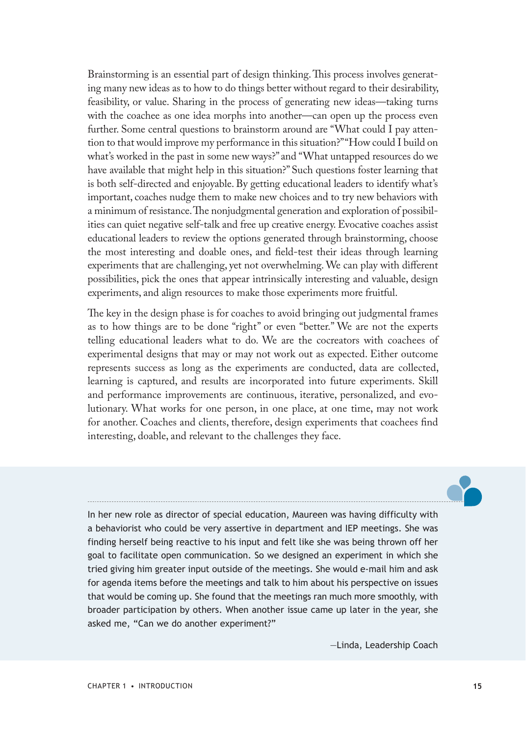Brainstorming is an essential part of design thinking. This process involves generating many new ideas as to how to do things better without regard to their desirability, feasibility, or value. Sharing in the process of generating new ideas—taking turns with the coachee as one idea morphs into another—can open up the process even further. Some central questions to brainstorm around are "What could I pay attention to that would improve my performance in this situation?" "How could I build on what's worked in the past in some new ways?" and "What untapped resources do we have available that might help in this situation?" Such questions foster learning that is both self-directed and enjoyable. By getting educational leaders to identify what's important, coaches nudge them to make new choices and to try new behaviors with a minimum of resistance. The nonjudgmental generation and exploration of possibilities can quiet negative self-talk and free up creative energy. Evocative coaches assist educational leaders to review the options generated through brainstorming, choose the most interesting and doable ones, and field-test their ideas through learning experiments that are challenging, yet not overwhelming. We can play with different possibilities, pick the ones that appear intrinsically interesting and valuable, design experiments, and align resources to make those experiments more fruitful.

The key in the design phase is for coaches to avoid bringing out judgmental frames as to how things are to be done "right" or even "better." We are not the experts telling educational leaders what to do. We are the cocreators with coachees of experimental designs that may or may not work out as expected. Either outcome represents success as long as the experiments are conducted, data are collected, learning is captured, and results are incorporated into future experiments. Skill and performance improvements are continuous, iterative, personalized, and evolutionary. What works for one person, in one place, at one time, may not work for another. Coaches and clients, therefore, design experiments that coachees find interesting, doable, and relevant to the challenges they face.

---

In her new role as director of special education, Maureen was having difficulty with a behaviorist who could be very assertive in department and IEP meetings. She was finding herself being reactive to his input and felt like she was being thrown off her goal to facilitate open communication. So we designed an experiment in which she tried giving him greater input outside of the meetings. She would e-mail him and ask for agenda items before the meetings and talk to him about his perspective on issues that would be coming up. She found that the meetings ran much more smoothly, with broader participation by others. When another issue came up later in the year, she asked me, "Can we do another experiment?"

—Linda, Leadership Coach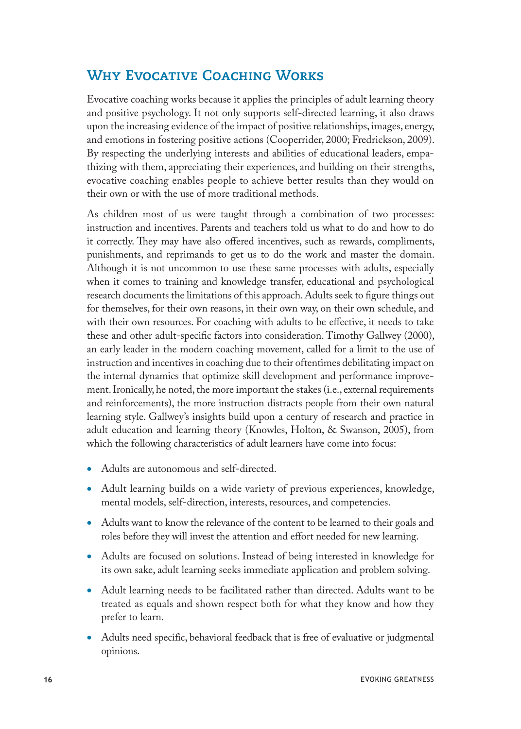## Why Evocative Coaching Works

Evocative coaching works because it applies the principles of adult learning theory and positive psychology. It not only supports self-directed learning, it also draws upon the increasing evidence of the impact of positive relationships, images, energy, and emotions in fostering positive actions (Cooperrider, 2000; Fredrickson, 2009). By respecting the underlying interests and abilities of educational leaders, empathizing with them, appreciating their experiences, and building on their strengths, evocative coaching enables people to achieve better results than they would on their own or with the use of more traditional methods.

As children most of us were taught through a combination of two processes: instruction and incentives. Parents and teachers told us what to do and how to do it correctly. They may have also offered incentives, such as rewards, compliments, punishments, and reprimands to get us to do the work and master the domain. Although it is not uncommon to use these same processes with adults, especially when it comes to training and knowledge transfer, educational and psychological research documents the limitations of this approach. Adults seek to figure things out for themselves, for their own reasons, in their own way, on their own schedule, and with their own resources. For coaching with adults to be effective, it needs to take these and other adult-specific factors into consideration. Timothy Gallwey (2000), an early leader in the modern coaching movement, called for a limit to the use of instruction and incentives in coaching due to their oftentimes debilitating impact on the internal dynamics that optimize skill development and performance improvement. Ironically, he noted, the more important the stakes (i.e., external requirements and reinforcements), the more instruction distracts people from their own natural learning style. Gallwey's insights build upon a century of research and practice in adult education and learning theory (Knowles, Holton, & Swanson, 2005), from which the following characteristics of adult learners have come into focus:

- Adults are autonomous and self-directed.
- Adult learning builds on a wide variety of previous experiences, knowledge, mental models, self-direction, interests, resources, and competencies.
- Adults want to know the relevance of the content to be learned to their goals and roles before they will invest the attention and effort needed for new learning.
- Adults are focused on solutions. Instead of being interested in knowledge for its own sake, adult learning seeks immediate application and problem solving.
- Adult learning needs to be facilitated rather than directed. Adults want to be treated as equals and shown respect both for what they know and how they prefer to learn.
- Adults need specific, behavioral feedback that is free of evaluative or judgmental opinions.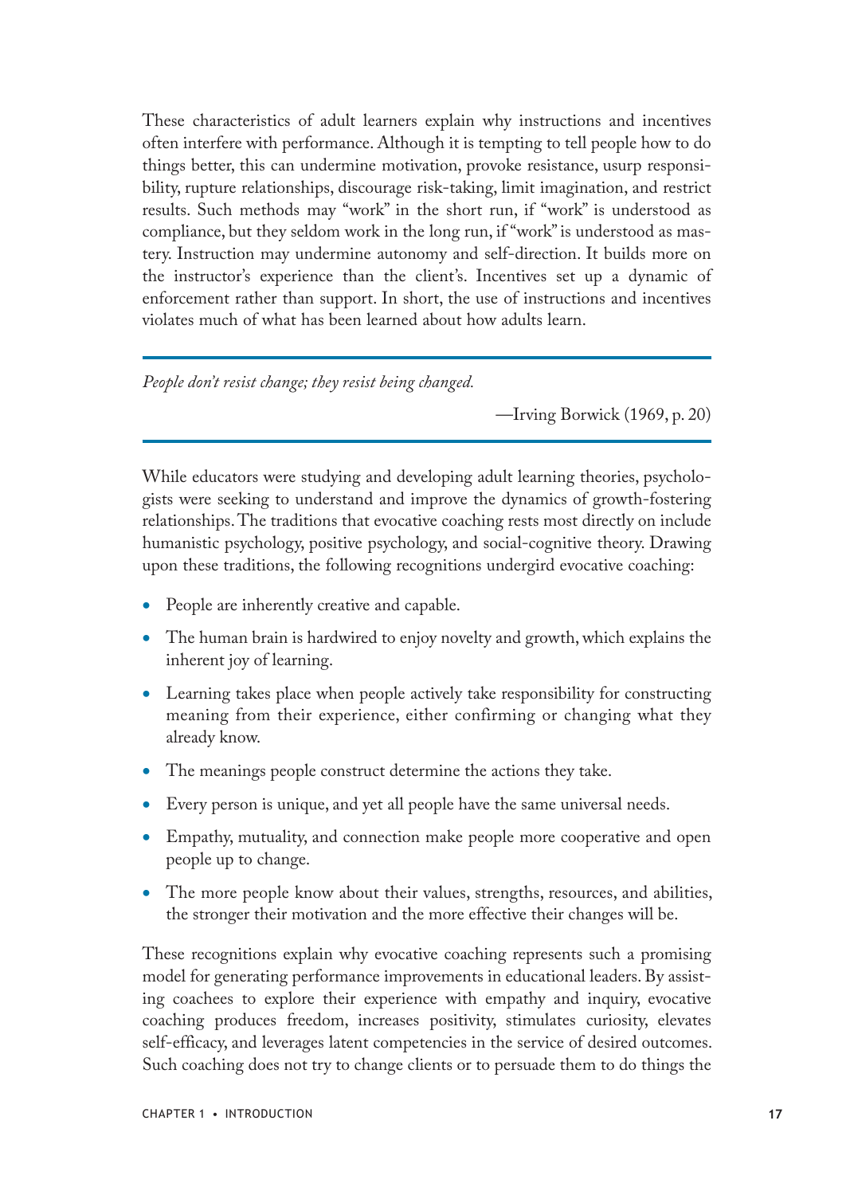These characteristics of adult learners explain why instructions and incentives often interfere with performance. Although it is tempting to tell people how to do things better, this can undermine motivation, provoke resistance, usurp responsibility, rupture relationships, discourage risk-taking, limit imagination, and restrict results. Such methods may "work" in the short run, if "work" is understood as compliance, but they seldom work in the long run, if "work" is understood as mastery. Instruction may undermine autonomy and self-direction. It builds more on the instructor's experience than the client's. Incentives set up a dynamic of enforcement rather than support. In short, the use of instructions and incentives violates much of what has been learned about how adults learn.

---

*People don't resist change; they resist being changed.*

—Irving Borwick (1969, p. 20)

---

While educators were studying and developing adult learning theories, psychologists were seeking to understand and improve the dynamics of growth-fostering relationships. The traditions that evocative coaching rests most directly on include humanistic psychology, positive psychology, and social-cognitive theory. Drawing upon these traditions, the following recognitions undergird evocative coaching:

- People are inherently creative and capable.
- The human brain is hardwired to enjoy novelty and growth, which explains the inherent joy of learning.
- Learning takes place when people actively take responsibility for constructing meaning from their experience, either confirming or changing what they already know.
- The meanings people construct determine the actions they take.
- Every person is unique, and yet all people have the same universal needs.
- Empathy, mutuality, and connection make people more cooperative and open people up to change.
- The more people know about their values, strengths, resources, and abilities, the stronger their motivation and the more effective their changes will be.

These recognitions explain why evocative coaching represents such a promising model for generating performance improvements in educational leaders. By assisting coachees to explore their experience with empathy and inquiry, evocative coaching produces freedom, increases positivity, stimulates curiosity, elevates self-efficacy, and leverages latent competencies in the service of desired outcomes. Such coaching does not try to change clients or to persuade them to do things the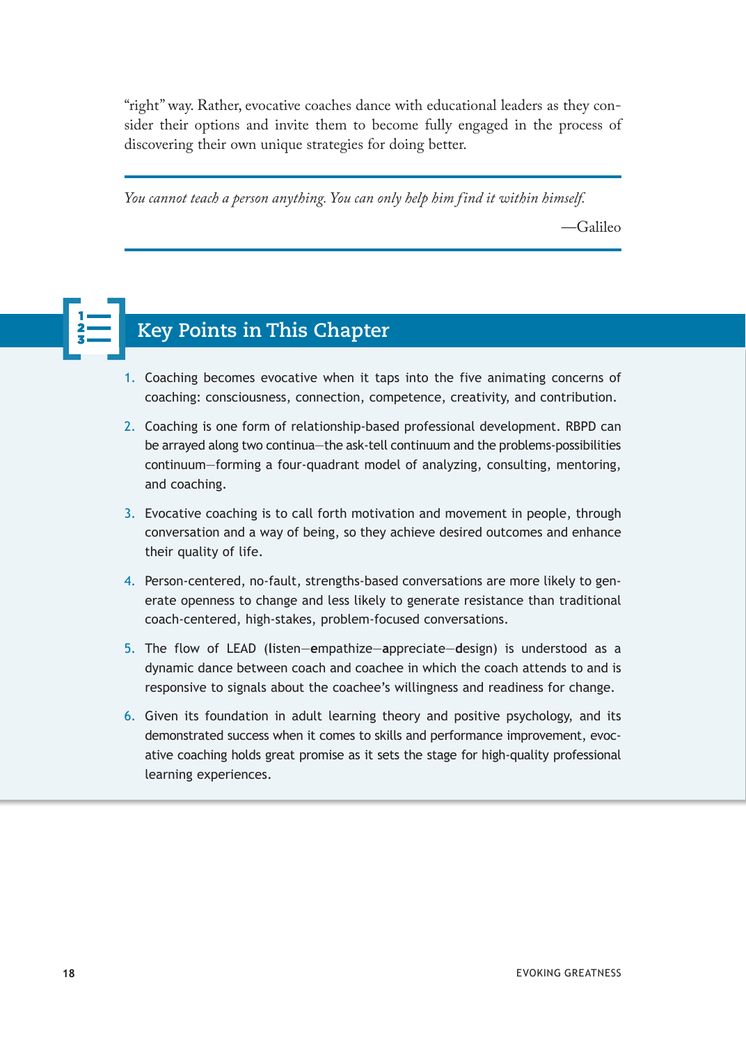"right" way. Rather, evocative coaches dance with educational leaders as they consider their options and invite them to become fully engaged in the process of discovering their own unique strategies for doing better.

> *You cannot teach a person anything. You can only help him find it within himself.*
>
> —Galileo

## Key Points in This Chapter

1. Coaching becomes evocative when it taps into the five animating concerns of coaching: consciousness, connection, competence, creativity, and contribution.
2. Coaching is one form of relationship-based professional development. RBPD can be arrayed along two continua—the ask-tell continuum and the problems-possibilities continuum—forming a four-quadrant model of analyzing, consulting, mentoring, and coaching.
3. Evocative coaching is to call forth motivation and movement in people, through conversation and a way of being, so they achieve desired outcomes and enhance their quality of life.
4. Person-centered, no-fault, strengths-based conversations are more likely to generate openness to change and less likely to generate resistance than traditional coach-centered, high-stakes, problem-focused conversations.
5. The flow of LEAD (**l**isten—**e**mpathize—**a**ppreciate—**d**esign) is understood as a dynamic dance between coach and coachee in which the coach attends to and is responsive to signals about the coachee's willingness and readiness for change.
6. Given its foundation in adult learning theory and positive psychology, and its demonstrated success when it comes to skills and performance improvement, evocative coaching holds great promise as it sets the stage for high-quality professional learning experiences.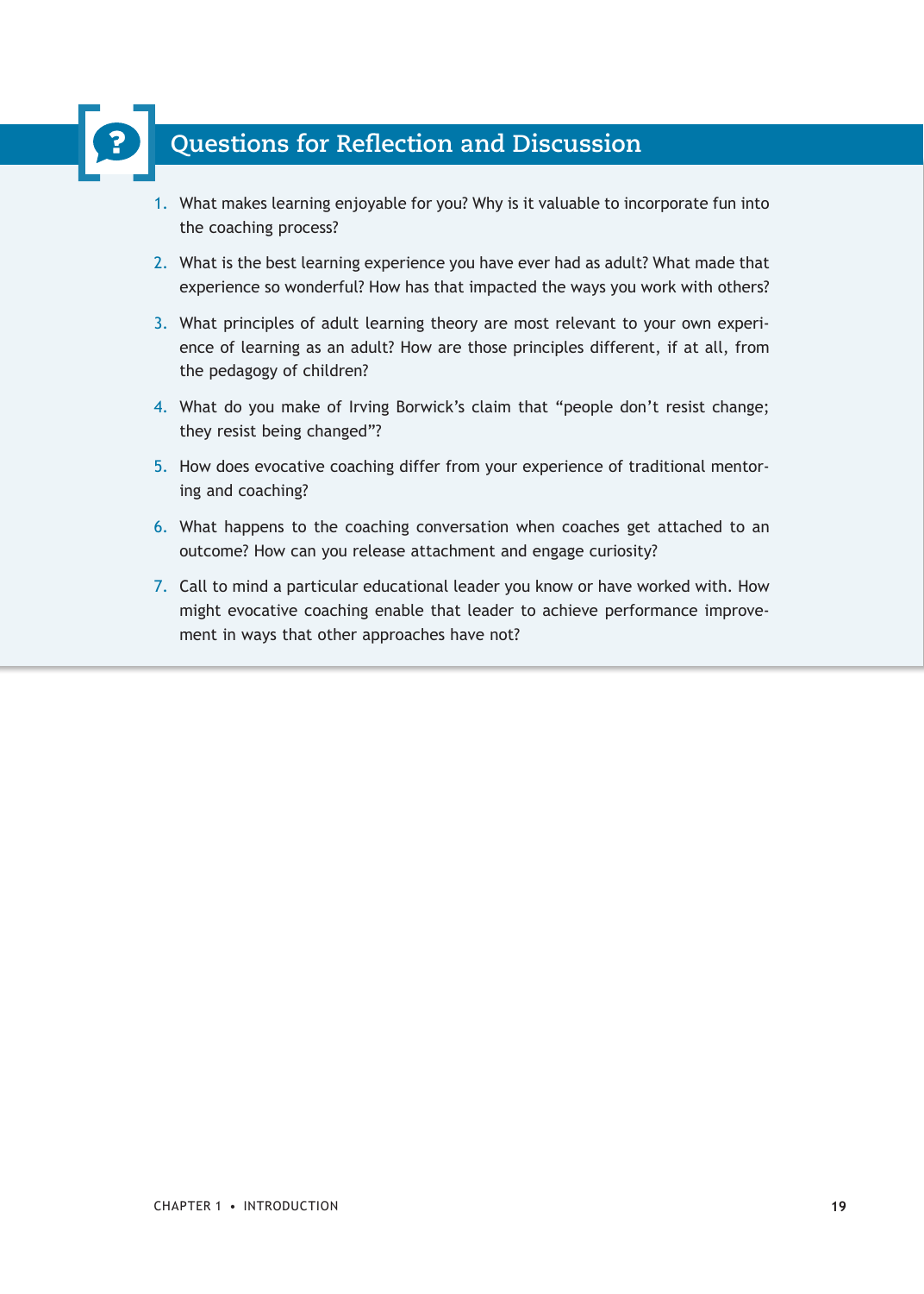## Questions for Reflection and Discussion

1. What makes learning enjoyable for you? Why is it valuable to incorporate fun into the coaching process?
2. What is the best learning experience you have ever had as adult? What made that experience so wonderful? How has that impacted the ways you work with others?
3. What principles of adult learning theory are most relevant to your own experience of learning as an adult? How are those principles different, if at all, from the pedagogy of children?
4. What do you make of Irving Borwick's claim that "people don't resist change; they resist being changed"?
5. How does evocative coaching differ from your experience of traditional mentoring and coaching?
6. What happens to the coaching conversation when coaches get attached to an outcome? How can you release attachment and engage curiosity?
7. Call to mind a particular educational leader you know or have worked with. How might evocative coaching enable that leader to achieve performance improvement in ways that other approaches have not?